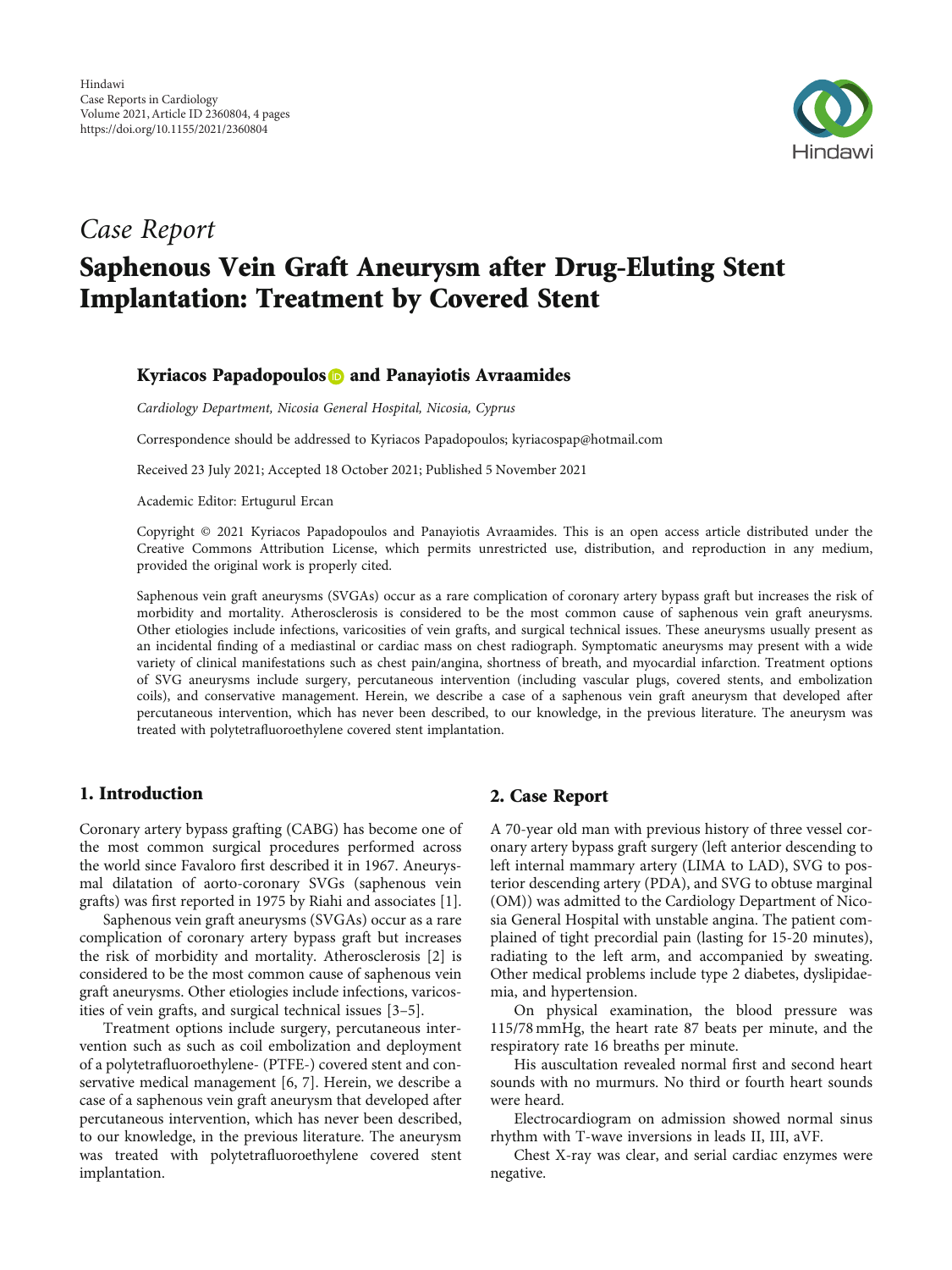*Case Report*

# Saphenous Vein Graft Aneurysm after Drug-Eluting Stent Implantation: Treatment by Covered Stent

**Kyriacos Papadopoulos and Panayiotis Avraamides**

*Cardiology Department, Nicosia General Hospital, Nicosia, Cyprus*

Correspondence should be addressed to Kyriacos Papadopoulos; kyriacospap@hotmail.com

Received 23 July 2021; Accepted 18 October 2021; Published 5 November 2021

Academic Editor: Ertugurul Ercan

Copyright © 2021 Kyriacos Papadopoulos and Panayiotis Avraamides. This is an open access article distributed under the Creative Commons Attribution License, which permits unrestricted use, distribution, and reproduction in any medium, provided the original work is properly cited.

Saphenous vein graft aneurysms (SVGAs) occur as a rare complication of coronary artery bypass graft but increases the risk of morbidity and mortality. Atherosclerosis is considered to be the most common cause of saphenous vein graft aneurysms. Other etiologies include infections, varicosities of vein grafts, and surgical technical issues. These aneurysms usually present as an incidental finding of a mediastinal or cardiac mass on chest radiograph. Symptomatic aneurysms may present with a wide variety of clinical manifestations such as chest pain/angina, shortness of breath, and myocardial infarction. Treatment options of SVG aneurysms include surgery, percutaneous intervention (including vascular plugs, covered stents, and embolization coils), and conservative management. Herein, we describe a case of a saphenous vein graft aneurysm that developed after percutaneous intervention, which has never been described, to our knowledge, in the previous literature. The aneurysm was treated with polytetrafluoroethylene covered stent implantation.

## 1. Introduction

Coronary artery bypass grafting (CABG) has become one of the most common surgical procedures performed across the world since Favaloro first described it in 1967. Aneurysmal dilatation of aorto-coronary SVGs (saphenous vein grafts) was first reported in 1975 by Riahi and associates [1].

Saphenous vein graft aneurysms (SVGAs) occur as a rare complication of coronary artery bypass graft but increases the risk of morbidity and mortality. Atherosclerosis [2] is considered to be the most common cause of saphenous vein graft aneurysms. Other etiologies include infections, varicosities of vein grafts, and surgical technical issues [3–5].

Treatment options include surgery, percutaneous intervention such as such as coil embolization and deployment of a polytetrafluoroethylene- (PTFE-) covered stent and conservative medical management [6, 7]. Herein, we describe a case of a saphenous vein graft aneurysm that developed after percutaneous intervention, which has never been described, to our knowledge, in the previous literature. The aneurysm was treated with polytetrafluoroethylene covered stent implantation.

## 2. Case Report

A 70-year old man with previous history of three vessel coronary artery bypass graft surgery (left anterior descending to left internal mammary artery (LIMA to LAD), SVG to posterior descending artery (PDA), and SVG to obtuse marginal (OM)) was admitted to the Cardiology Department of Nicosia General Hospital with unstable angina. The patient complained of tight precordial pain (lasting for 15-20 minutes), radiating to the left arm, and accompanied by sweating. Other medical problems include type 2 diabetes, dyslipidaemia, and hypertension.

On physical examination, the blood pressure was 115/78 mmHg, the heart rate 87 beats per minute, and the respiratory rate 16 breaths per minute.

His auscultation revealed normal first and second heart sounds with no murmurs. No third or fourth heart sounds were heard.

Electrocardiogram on admission showed normal sinus rhythm with T-wave inversions in leads II, III, aVF.

Chest X-ray was clear, and serial cardiac enzymes were negative.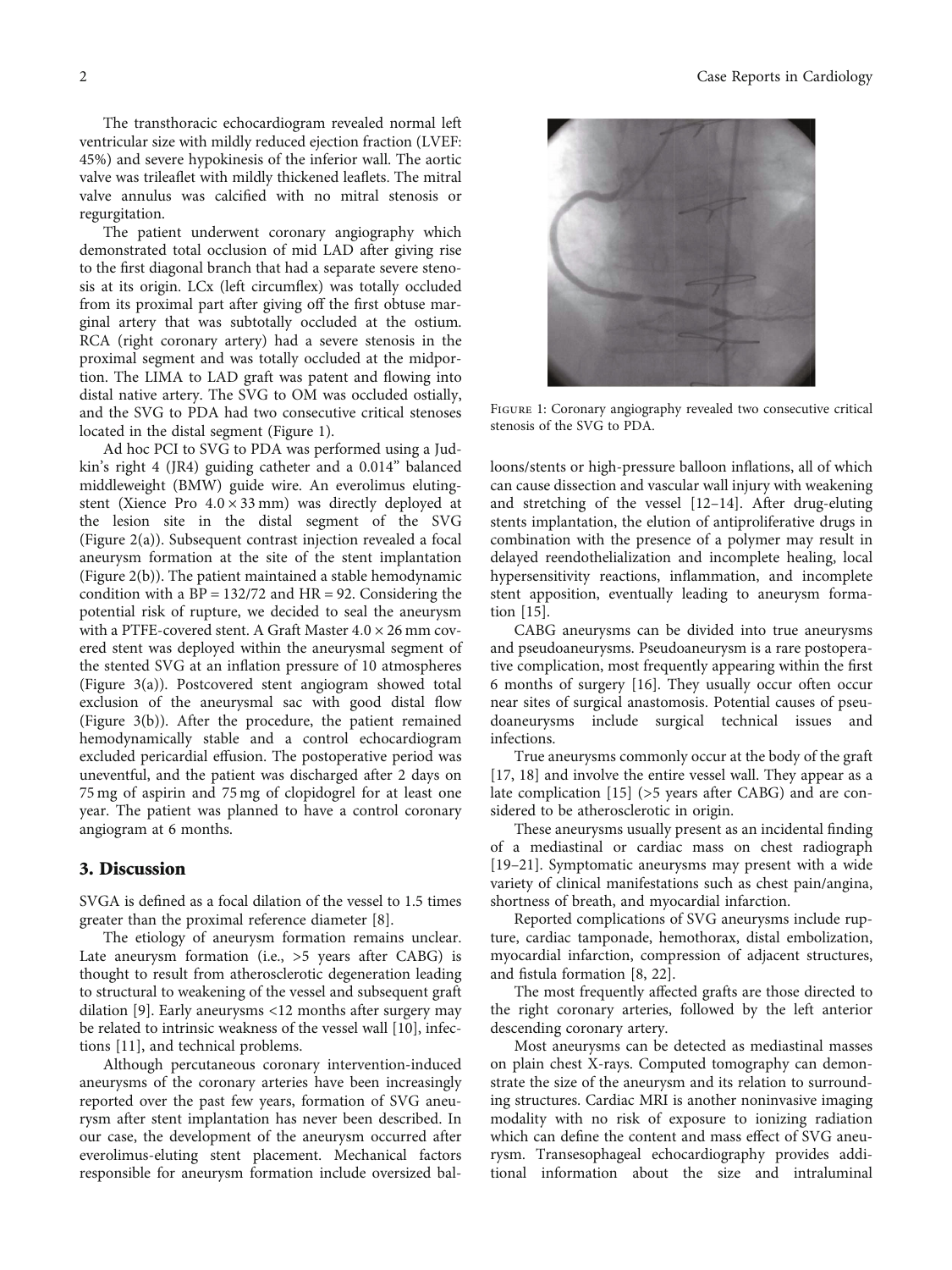The transthoracic echocardiogram revealed normal left ventricular size with mildly reduced ejection fraction (LVEF: 45%) and severe hypokinesis of the inferior wall. The aortic valve was trileaflet with mildly thickened leaflets. The mitral valve annulus was calcified with no mitral stenosis or regurgitation.

The patient underwent coronary angiography which demonstrated total occlusion of mid LAD after giving rise to the first diagonal branch that had a separate severe stenosis at its origin. LCx (left circumflex) was totally occluded from its proximal part after giving off the first obtuse marginal artery that was subtotally occluded at the ostium. RCA (right coronary artery) had a severe stenosis in the proximal segment and was totally occluded at the midportion. The LIMA to LAD graft was patent and flowing into distal native artery. The SVG to OM was occluded ostially, and the SVG to PDA had two consecutive critical stenoses located in the distal segment (Figure 1).

Ad hoc PCI to SVG to PDA was performed using a Judkin's right 4 (JR4) guiding catheter and a 0.014" balanced middleweight (BMW) guide wire. An everolimus eluting-stent (Xience Pro $4.0 \times 33$ mm) was directly deployed at the lesion site in the distal segment of the SVG (Figure 2(a)). Subsequent contrast injection revealed a focal aneurysm formation at the site of the stent implantation (Figure 2(b)). The patient maintained a stable hemodynamic condition with a BP = 132/72 and HR = 92. Considering the potential risk of rupture, we decided to seal the aneurysm with a PTFE-covered stent. A Graft Master $4.0 \times 26$ mm covered stent was deployed within the aneurysmal segment of the stented SVG at an inflation pressure of 10 atmospheres (Figure 3(a)). Postcovered stent angiogram showed total exclusion of the aneurysmal sac with good distal flow (Figure 3(b)). After the procedure, the patient remained hemodynamically stable and a control echocardiogram excluded pericardial effusion. The postoperative period was uneventful, and the patient was discharged after 2 days on 75 mg of aspirin and 75 mg of clopidogrel for at least one year. The patient was planned to have a control coronary angiogram at 6 months.

Figure 1: Coronary angiography revealed two consecutive critical stenosis of the SVG to PDA.

## 3. Discussion

SVGA is defined as a focal dilation of the vessel to 1.5 times greater than the proximal reference diameter [8].

The etiology of aneurysm formation remains unclear. Late aneurysm formation (i.e., >5 years after CABG) is thought to result from atherosclerotic degeneration leading to structural to weakening of the vessel and subsequent graft dilation [9]. Early aneurysms <12 months after surgery may be related to intrinsic weakness of the vessel wall [10], infections [11], and technical problems.

Although percutaneous coronary intervention-induced aneurysms of the coronary arteries have been increasingly reported over the past few years, formation of SVG aneurysm after stent implantation has never been described. In our case, the development of the aneurysm occurred after everolimus-eluting stent placement. Mechanical factors responsible for aneurysm formation include oversized balloons/stents or high-pressure balloon inflations, all of which can cause dissection and vascular wall injury with weakening and stretching of the vessel [12–14]. After drug-eluting stents implantation, the elution of antiproliferative drugs in combination with the presence of a polymer may result in delayed reendothelialization and incomplete healing, local hypersensitivity reactions, inflammation, and incomplete stent apposition, eventually leading to aneurysm formation [15].

CABG aneurysms can be divided into true aneurysms and pseudoaneurysms. Pseudoaneurysm is a rare postoperative complication, most frequently appearing within the first 6 months of surgery [16]. They usually occur often occur near sites of surgical anastomosis. Potential causes of pseudoaneurysms include surgical technical issues and infections.

True aneurysms commonly occur at the body of the graft [17, 18] and involve the entire vessel wall. They appear as a late complication [15] (>5 years after CABG) and are considered to be atherosclerotic in origin.

These aneurysms usually present as an incidental finding of a mediastinal or cardiac mass on chest radiograph [19–21]. Symptomatic aneurysms may present with a wide variety of clinical manifestations such as chest pain/angina, shortness of breath, and myocardial infarction.

Reported complications of SVG aneurysms include rupture, cardiac tamponade, hemothorax, distal embolization, myocardial infarction, compression of adjacent structures, and fistula formation [8, 22].

The most frequently affected grafts are those directed to the right coronary arteries, followed by the left anterior descending coronary artery.

Most aneurysms can be detected as mediastinal masses on plain chest X-rays. Computed tomography can demonstrate the size of the aneurysm and its relation to surrounding structures. Cardiac MRI is another noninvasive imaging modality with no risk of exposure to ionizing radiation which can define the content and mass effect of SVG aneurysm. Transesophageal echocardiography provides additional information about the size and intraluminal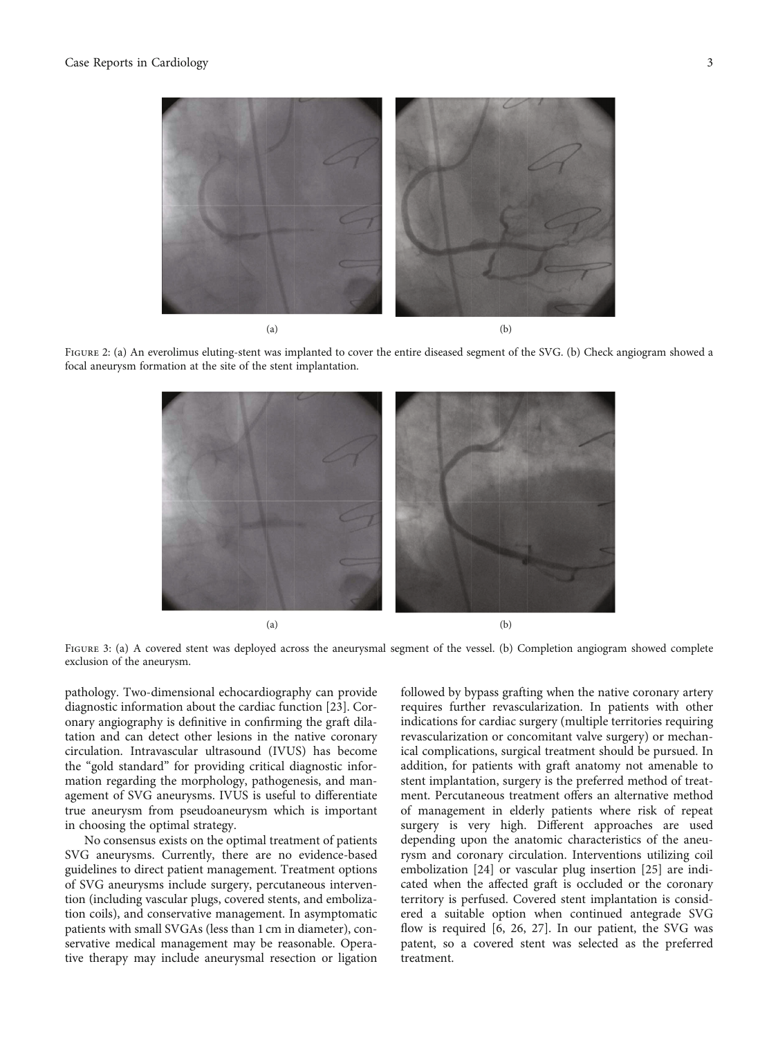(a)

(b)

Figure 2: (a) An everolimus eluting-stent was implanted to cover the entire diseased segment of the SVG. (b) Check angiogram showed a focal aneurysm formation at the site of the stent implantation.

(a)

(b)

Figure 3: (a) A covered stent was deployed across the aneurysmal segment of the vessel. (b) Completion angiogram showed complete exclusion of the aneurysm.

pathology. Two-dimensional echocardiography can provide diagnostic information about the cardiac function [23]. Coronary angiography is definitive in confirming the graft dilatation and can detect other lesions in the native coronary circulation. Intravascular ultrasound (IVUS) has become the "gold standard" for providing critical diagnostic information regarding the morphology, pathogenesis, and management of SVG aneurysms. IVUS is useful to differentiate true aneurysm from pseudoaneurysm which is important in choosing the optimal strategy.

No consensus exists on the optimal treatment of patients SVG aneurysms. Currently, there are no evidence-based guidelines to direct patient management. Treatment options of SVG aneurysms include surgery, percutaneous intervention (including vascular plugs, covered stents, and embolization coils), and conservative management. In asymptomatic patients with small SVGAs (less than 1 cm in diameter), conservative medical management may be reasonable. Operative therapy may include aneurysmal resection or ligation followed by bypass grafting when the native coronary artery requires further revascularization. In patients with other indications for cardiac surgery (multiple territories requiring revascularization or concomitant valve surgery) or mechanical complications, surgical treatment should be pursued. In addition, for patients with graft anatomy not amenable to stent implantation, surgery is the preferred method of treatment. Percutaneous treatment offers an alternative method of management in elderly patients where risk of repeat surgery is very high. Different approaches are used depending upon the anatomic characteristics of the aneurysm and coronary circulation. Interventions utilizing coil embolization [24] or vascular plug insertion [25] are indicated when the affected graft is occluded or the coronary territory is perfused. Covered stent implantation is considered a suitable option when continued antegrade SVG flow is required [6, 26, 27]. In our patient, the SVG was patent, so a covered stent was selected as the preferred treatment.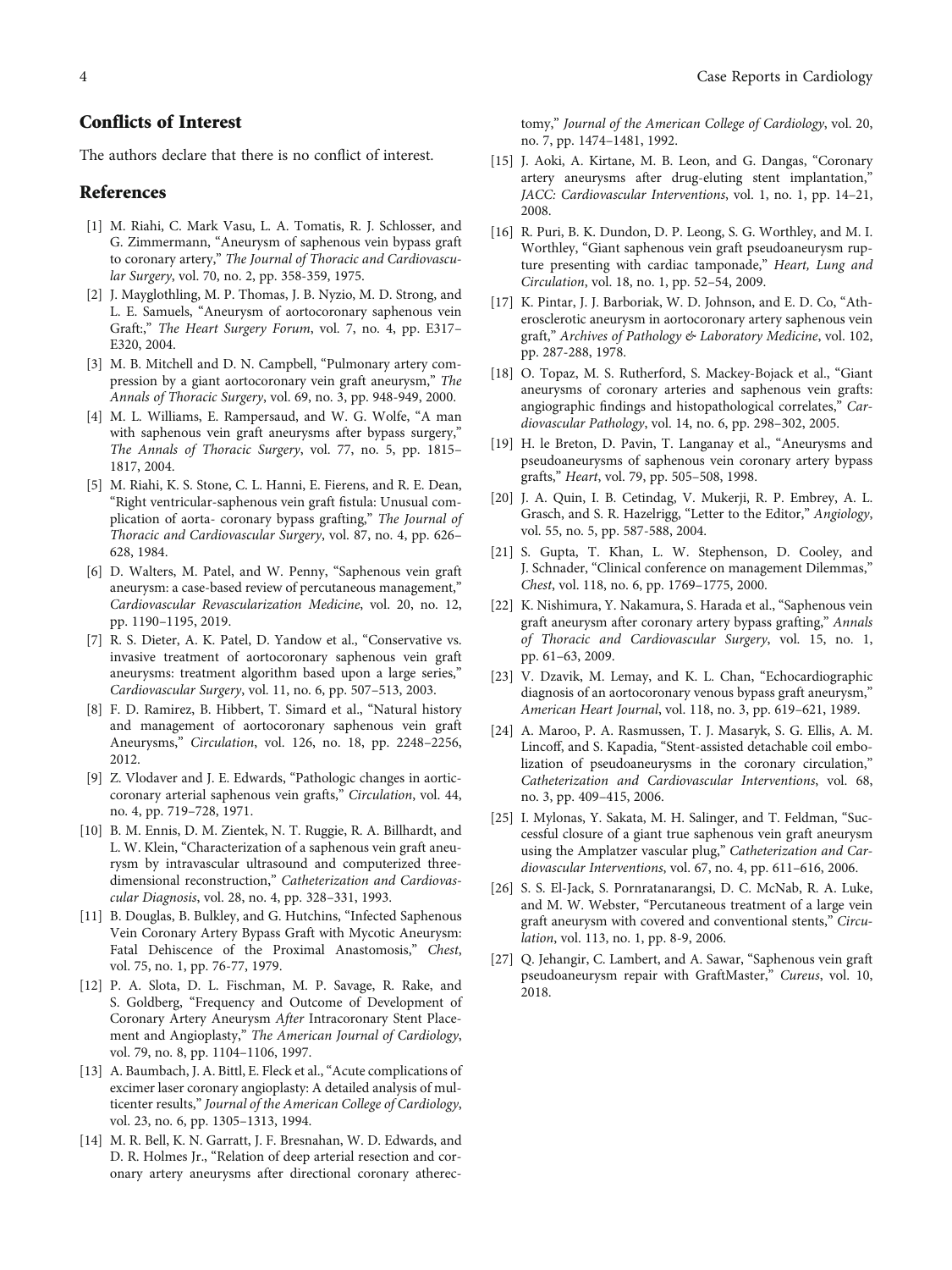## Conflicts of Interest

The authors declare that there is no conflict of interest.

## References

[1] M. Riahi, C. Mark Vasu, L. A. Tomatis, R. J. Schlosser, and G. Zimmermann, "Aneurysm of saphenous vein bypass graft to coronary artery," *The Journal of Thoracic and Cardiovascular Surgery*, vol. 70, no. 2, pp. 358-359, 1975.

[2] J. Mayglothling, M. P. Thomas, J. B. Nyzio, M. D. Strong, and L. E. Samuels, "Aneurysm of aortocoronary saphenous vein Graft:," *The Heart Surgery Forum*, vol. 7, no. 4, pp. E317–E320, 2004.

[3] M. B. Mitchell and D. N. Campbell, "Pulmonary artery compression by a giant aortocoronary vein graft aneurysm," *The Annals of Thoracic Surgery*, vol. 69, no. 3, pp. 948-949, 2000.

[4] M. L. Williams, E. Rampersaud, and W. G. Wolfe, "A man with saphenous vein graft aneurysms after bypass surgery," *The Annals of Thoracic Surgery*, vol. 77, no. 5, pp. 1815–1817, 2004.

[5] M. Riahi, K. S. Stone, C. L. Hanni, E. Fierens, and R. E. Dean, "Right ventricular-saphenous vein graft fistula: Unusual complication of aorta- coronary bypass grafting," *The Journal of Thoracic and Cardiovascular Surgery*, vol. 87, no. 4, pp. 626–628, 1984.

[6] D. Walters, M. Patel, and W. Penny, "Saphenous vein graft aneurysm: a case-based review of percutaneous management," *Cardiovascular Revascularization Medicine*, vol. 20, no. 12, pp. 1190–1195, 2019.

[7] R. S. Dieter, A. K. Patel, D. Yandow et al., "Conservative vs. invasive treatment of aortocoronary saphenous vein graft aneurysms: treatment algorithm based upon a large series," *Cardiovascular Surgery*, vol. 11, no. 6, pp. 507–513, 2003.

[8] F. D. Ramirez, B. Hibbert, T. Simard et al., "Natural history and management of aortocoronary saphenous vein graft Aneurysms," *Circulation*, vol. 126, no. 18, pp. 2248–2256, 2012.

[9] Z. Vlodaver and J. E. Edwards, "Pathologic changes in aortic-coronary arterial saphenous vein grafts," *Circulation*, vol. 44, no. 4, pp. 719–728, 1971.

[10] B. M. Ennis, D. M. Zientek, N. T. Ruggie, R. A. Billhardt, and L. W. Klein, "Characterization of a saphenous vein graft aneurysm by intravascular ultrasound and computerized three-dimensional reconstruction," *Catheterization and Cardiovascular Diagnosis*, vol. 28, no. 4, pp. 328–331, 1993.

[11] B. Douglas, B. Bulkley, and G. Hutchins, "Infected Saphenous Vein Coronary Artery Bypass Graft with Mycotic Aneurysm: Fatal Dehiscence of the Proximal Anastomosis," *Chest*, vol. 75, no. 1, pp. 76-77, 1979.

[12] P. A. Slota, D. L. Fischman, M. P. Savage, R. Rake, and S. Goldberg, "Frequency and Outcome of Development of Coronary Artery Aneurysm *After* Intracoronary Stent Placement and Angioplasty," *The American Journal of Cardiology*, vol. 79, no. 8, pp. 1104–1106, 1997.

[13] A. Baumbach, J. A. Bittl, E. Fleck et al., "Acute complications of excimer laser coronary angioplasty: A detailed analysis of multicenter results," *Journal of the American College of Cardiology*, vol. 23, no. 6, pp. 1305–1313, 1994.

[14] M. R. Bell, K. N. Garratt, J. F. Bresnahan, W. D. Edwards, and D. R. Holmes Jr., "Relation of deep arterial resection and coronary artery aneurysms after directional coronary atherectomy," *Journal of the American College of Cardiology*, vol. 20, no. 7, pp. 1474–1481, 1992.

[15] J. Aoki, A. Kirtane, M. B. Leon, and G. Dangas, "Coronary artery aneurysms after drug-eluting stent implantation," *JACC: Cardiovascular Interventions*, vol. 1, no. 1, pp. 14–21, 2008.

[16] R. Puri, B. K. Dundon, D. P. Leong, S. G. Worthley, and M. I. Worthley, "Giant saphenous vein graft pseudoaneurysm rupture presenting with cardiac tamponade," *Heart, Lung and Circulation*, vol. 18, no. 1, pp. 52–54, 2009.

[17] K. Pintar, J. J. Barboriak, W. D. Johnson, and E. D. Co, "Atherosclerotic aneurysm in aortocoronary artery saphenous vein graft," *Archives of Pathology & Laboratory Medicine*, vol. 102, pp. 287-288, 1978.

[18] O. Topaz, M. S. Rutherford, S. Mackey-Bojack et al., "Giant aneurysms of coronary arteries and saphenous vein grafts: angiographic findings and histopathological correlates," *Cardiovascular Pathology*, vol. 14, no. 6, pp. 298–302, 2005.

[19] H. le Breton, D. Pavin, T. Langanay et al., "Aneurysms and pseudoaneurysms of saphenous vein coronary artery bypass grafts," *Heart*, vol. 79, pp. 505–508, 1998.

[20] J. A. Quin, I. B. Cetindag, V. Mukerji, R. P. Embrey, A. L. Grasch, and S. R. Hazelrigg, "Letter to the Editor," *Angiology*, vol. 55, no. 5, pp. 587-588, 2004.

[21] S. Gupta, T. Khan, L. W. Stephenson, D. Cooley, and J. Schnader, "Clinical conference on management Dilemmas," *Chest*, vol. 118, no. 6, pp. 1769–1775, 2000.

[22] K. Nishimura, Y. Nakamura, S. Harada et al., "Saphenous vein graft aneurysm after coronary artery bypass grafting," *Annals of Thoracic and Cardiovascular Surgery*, vol. 15, no. 1, pp. 61–63, 2009.

[23] V. Dzavik, M. Lemay, and K. L. Chan, "Echocardiographic diagnosis of an aortocoronary venous bypass graft aneurysm," *American Heart Journal*, vol. 118, no. 3, pp. 619–621, 1989.

[24] A. Maroo, P. A. Rasmussen, T. J. Masaryk, S. G. Ellis, A. M. Lincoff, and S. Kapadia, "Stent-assisted detachable coil embolization of pseudoaneurysms in the coronary circulation," *Catheterization and Cardiovascular Interventions*, vol. 68, no. 3, pp. 409–415, 2006.

[25] I. Mylonas, Y. Sakata, M. H. Salinger, and T. Feldman, "Successful closure of a giant true saphenous vein graft aneurysm using the Amplatzer vascular plug," *Catheterization and Cardiovascular Interventions*, vol. 67, no. 4, pp. 611–616, 2006.

[26] S. S. El-Jack, S. Pornratanarangsi, D. C. McNab, R. A. Luke, and M. W. Webster, "Percutaneous treatment of a large vein graft aneurysm with covered and conventional stents," *Circulation*, vol. 113, no. 1, pp. 8-9, 2006.

[27] Q. Jehangir, C. Lambert, and A. Sawar, "Saphenous vein graft pseudoaneurysm repair with GraftMaster," *Cureus*, vol. 10, 2018.